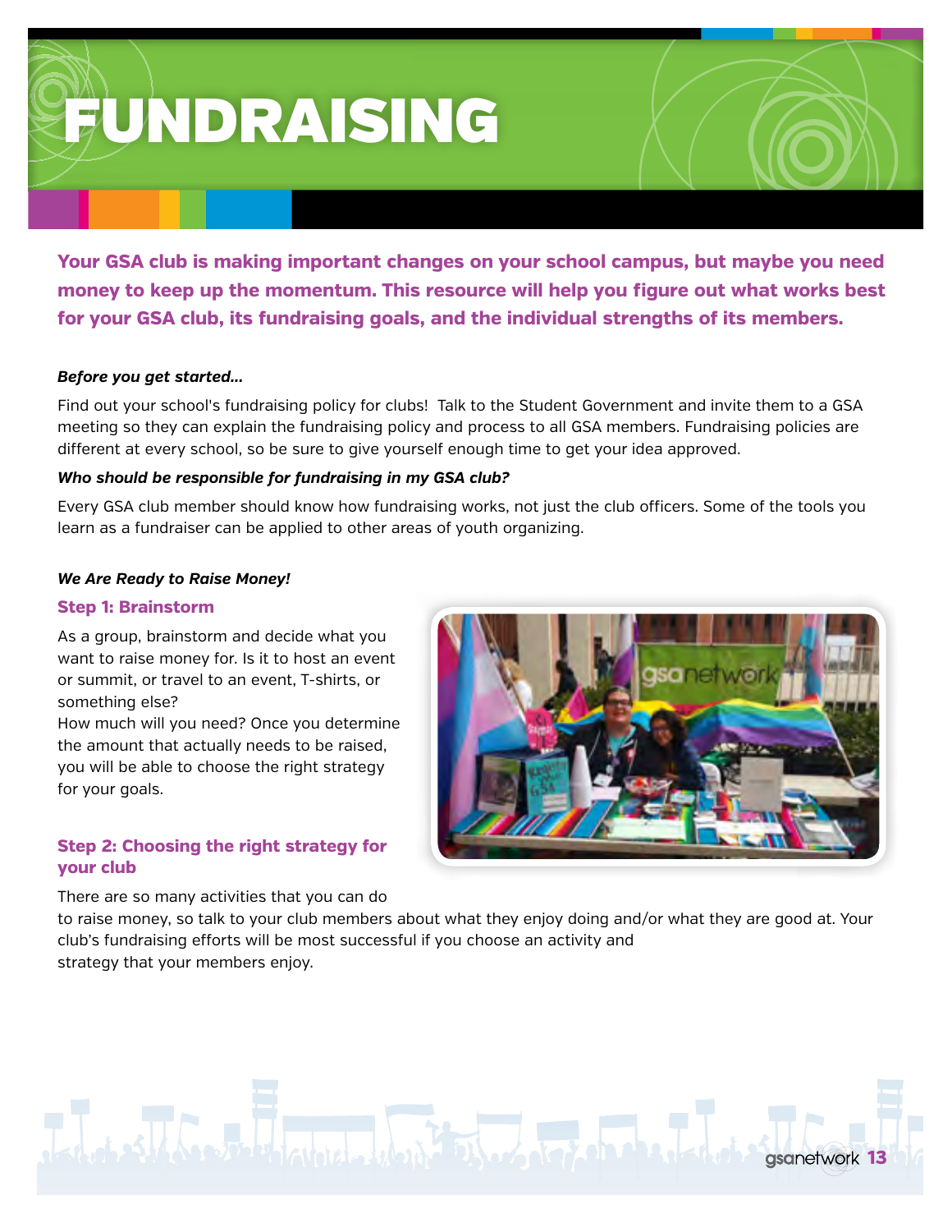# FUNDRAISING

**Your GSA club is making important changes on your school campus, but maybe you need money to keep up the momentum. This resource will help you figure out what works best for your GSA club, its fundraising goals, and the individual strengths of its members.**

***Before you get started...***

Find out your school's fundraising policy for clubs! Talk to the Student Government and invite them to a GSA meeting so they can explain the fundraising policy and process to all GSA members. Fundraising policies are different at every school, so be sure to give yourself enough time to get your idea approved.

***Who should be responsible for fundraising in my GSA club?***

Every GSA club member should know how fundraising works, not just the club officers. Some of the tools you learn as a fundraiser can be applied to other areas of youth organizing.

***We Are Ready to Raise Money!***

### Step 1: Brainstorm

As a group, brainstorm and decide what you want to raise money for. Is it to host an event or summit, or travel to an event, T-shirts, or something else?

How much will you need? Once you determine the amount that actually needs to be raised, you will be able to choose the right strategy for your goals.

### Step 2: Choosing the right strategy for your club

There are so many activities that you can do to raise money, so talk to your club members about what they enjoy doing and/or what they are good at. Your club's fundraising efforts will be most successful if you choose an activity and strategy that your members enjoy.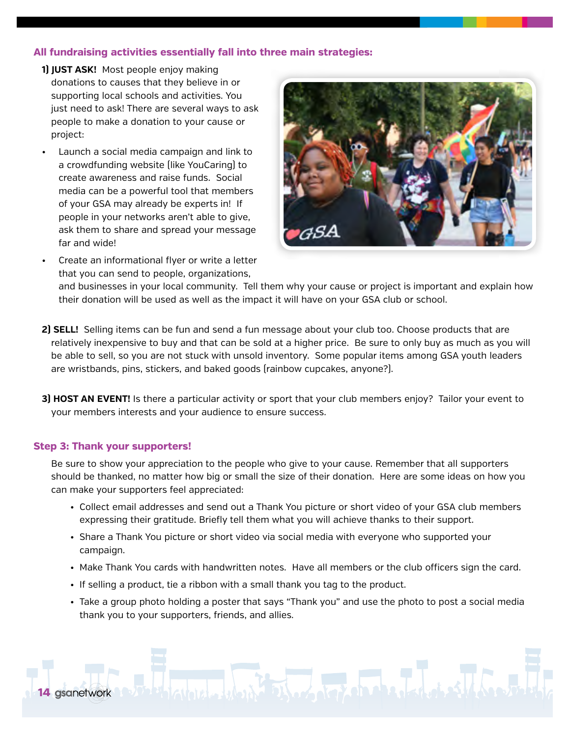### All fundraising activities essentially fall into three main strategies:

**1) JUST ASK!** Most people enjoy making donations to causes that they believe in or supporting local schools and activities. You just need to ask! There are several ways to ask people to make a donation to your cause or project:

- Launch a social media campaign and link to a crowdfunding website (like YouCaring) to create awareness and raise funds. Social media can be a powerful tool that members of your GSA may already be experts in! If people in your networks aren't able to give, ask them to share and spread your message far and wide!
- Create an informational flyer or write a letter that you can send to people, organizations, and businesses in your local community. Tell them why your cause or project is important and explain how their donation will be used as well as the impact it will have on your GSA club or school.

**2) SELL!** Selling items can be fun and send a fun message about your club too. Choose products that are relatively inexpensive to buy and that can be sold at a higher price. Be sure to only buy as much as you will be able to sell, so you are not stuck with unsold inventory. Some popular items among GSA youth leaders are wristbands, pins, stickers, and baked goods (rainbow cupcakes, anyone?).

**3) HOST AN EVENT!** Is there a particular activity or sport that your club members enjoy? Tailor your event to your members interests and your audience to ensure success.

### Step 3: Thank your supporters!

Be sure to show your appreciation to the people who give to your cause. Remember that all supporters should be thanked, no matter how big or small the size of their donation. Here are some ideas on how you can make your supporters feel appreciated:

- Collect email addresses and send out a Thank You picture or short video of your GSA club members expressing their gratitude. Briefly tell them what you will achieve thanks to their support.
- Share a Thank You picture or short video via social media with everyone who supported your campaign.
- Make Thank You cards with handwritten notes. Have all members or the club officers sign the card.
- If selling a product, tie a ribbon with a small thank you tag to the product.
- Take a group photo holding a poster that says "Thank you" and use the photo to post a social media thank you to your supporters, friends, and allies.